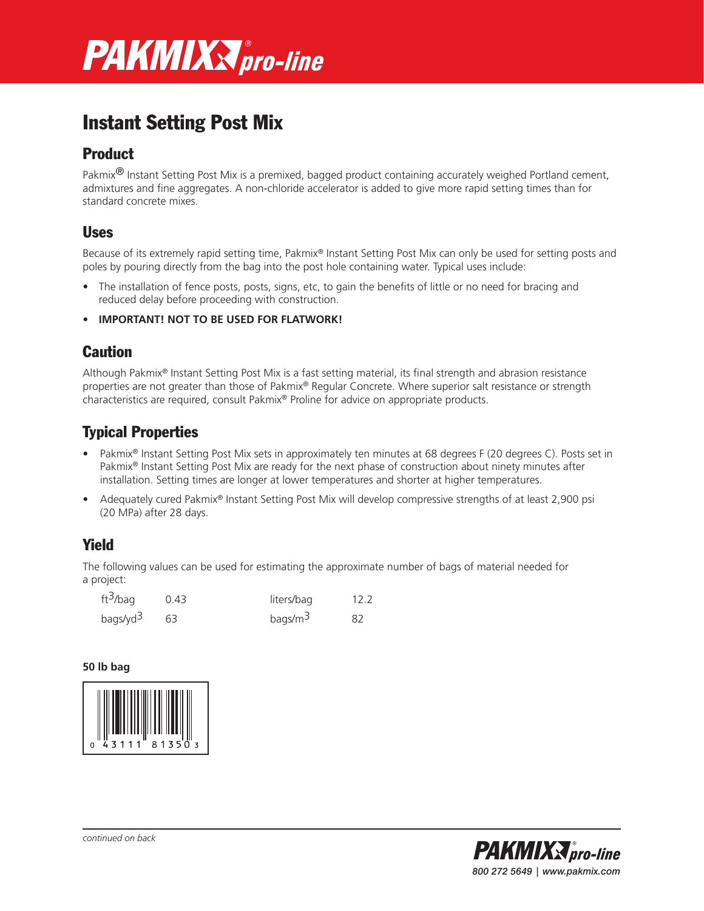# PAKMIX® pro-line

## Instant Setting Post Mix

### Product

Pakmix® Instant Setting Post Mix is a premixed, bagged product containing accurately weighed Portland cement, admixtures and fine aggregates. A non-chloride accelerator is added to give more rapid setting times than for standard concrete mixes.

### Uses

Because of its extremely rapid setting time, Pakmix® Instant Setting Post Mix can only be used for setting posts and poles by pouring directly from the bag into the post hole containing water. Typical uses include:

- The installation of fence posts, posts, signs, etc, to gain the benefits of little or no need for bracing and reduced delay before proceeding with construction.
- **IMPORTANT! NOT TO BE USED FOR FLATWORK!**

### Caution

Although Pakmix® Instant Setting Post Mix is a fast setting material, its final strength and abrasion resistance properties are not greater than those of Pakmix® Regular Concrete. Where superior salt resistance or strength characteristics are required, consult Pakmix® Proline for advice on appropriate products.

### Typical Properties

- Pakmix® Instant Setting Post Mix sets in approximately ten minutes at 68 degrees F (20 degrees C). Posts set in Pakmix® Instant Setting Post Mix are ready for the next phase of construction about ninety minutes after installation. Setting times are longer at lower temperatures and shorter at higher temperatures.
- Adequately cured Pakmix® Instant Setting Post Mix will develop compressive strengths of at least 2,900 psi (20 MPa) after 28 days.

### Yield

The following values can be used for estimating the approximate number of bags of material needed for a project:

| | | | |
|---|---|---|---|
| $ft^3$/bag | 0.43 | liters/bag | 12.2 |
| bags/$yd^3$ | 63 | bags/$m^3$ | 82 |

**50 lb bag**

0 43111 81350 3

*continued on back*

PAKMIX® pro-line
*800 272 5649 | www.pakmix.com*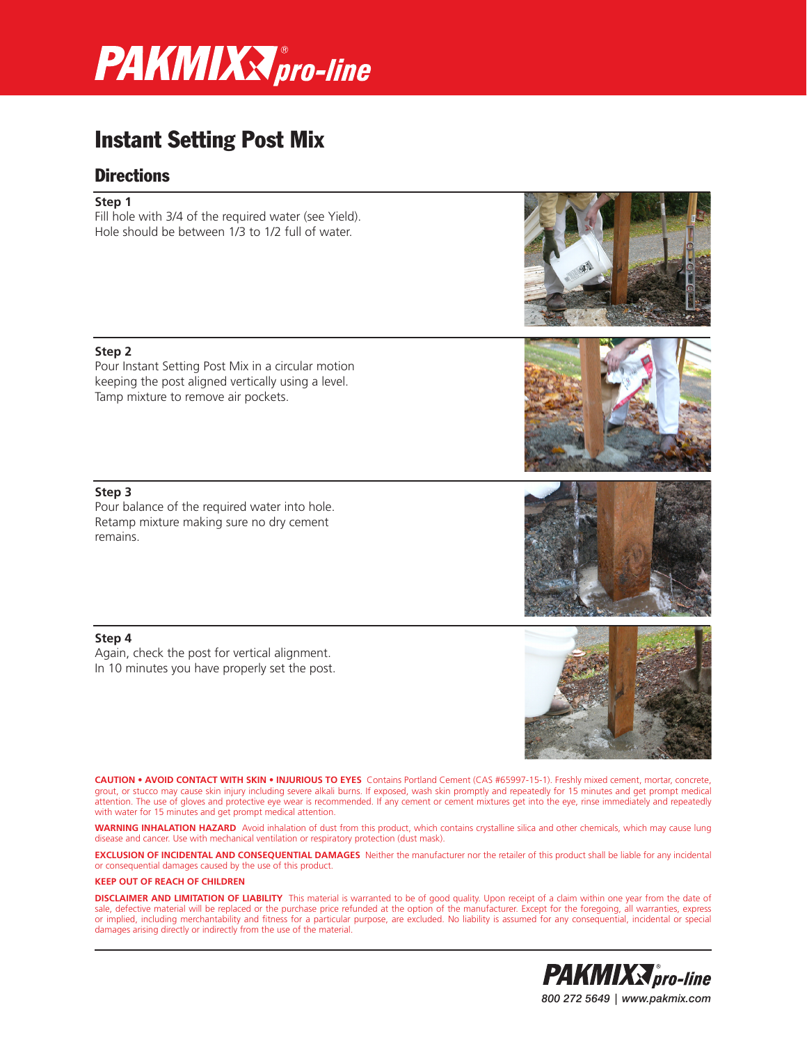# Instant Setting Post Mix

## Directions

**Step 1**
Fill hole with 3/4 of the required water (see Yield). Hole should be between 1/3 to 1/2 full of water.

**Step 2**
Pour Instant Setting Post Mix in a circular motion keeping the post aligned vertically using a level. Tamp mixture to remove air pockets.

**Step 3**
Pour balance of the required water into hole. Retamp mixture making sure no dry cement remains.

**Step 4**
Again, check the post for vertical alignment. In 10 minutes you have properly set the post.

**CAUTION • AVOID CONTACT WITH SKIN • INJURIOUS TO EYES** Contains Portland Cement (CAS #65997-15-1). Freshly mixed cement, mortar, concrete, grout, or stucco may cause skin injury including severe alkali burns. If exposed, wash skin promptly and repeatedly for 15 minutes and get prompt medical attention. The use of gloves and protective eye wear is recommended. If any cement or cement mixtures get into the eye, rinse immediately and repeatedly with water for 15 minutes and get prompt medical attention.

**WARNING INHALATION HAZARD** Avoid inhalation of dust from this product, which contains crystalline silica and other chemicals, which may cause lung disease and cancer. Use with mechanical ventilation or respiratory protection (dust mask).

**EXCLUSION OF INCIDENTAL AND CONSEQUENTIAL DAMAGES** Neither the manufacturer nor the retailer of this product shall be liable for any incidental or consequential damages caused by the use of this product.

**KEEP OUT OF REACH OF CHILDREN**

**DISCLAIMER AND LIMITATION OF LIABILITY** This material is warranted to be of good quality. Upon receipt of a claim within one year from the date of sale, defective material will be replaced or the purchase price refunded at the option of the manufacturer. Except for the foregoing, all warranties, express or implied, including merchantability and fitness for a particular purpose, are excluded. No liability is assumed for any consequential, incidental or special damages arising directly or indirectly from the use of the material.

PAKMIX® pro-line

800 272 5649 | www.pakmix.com